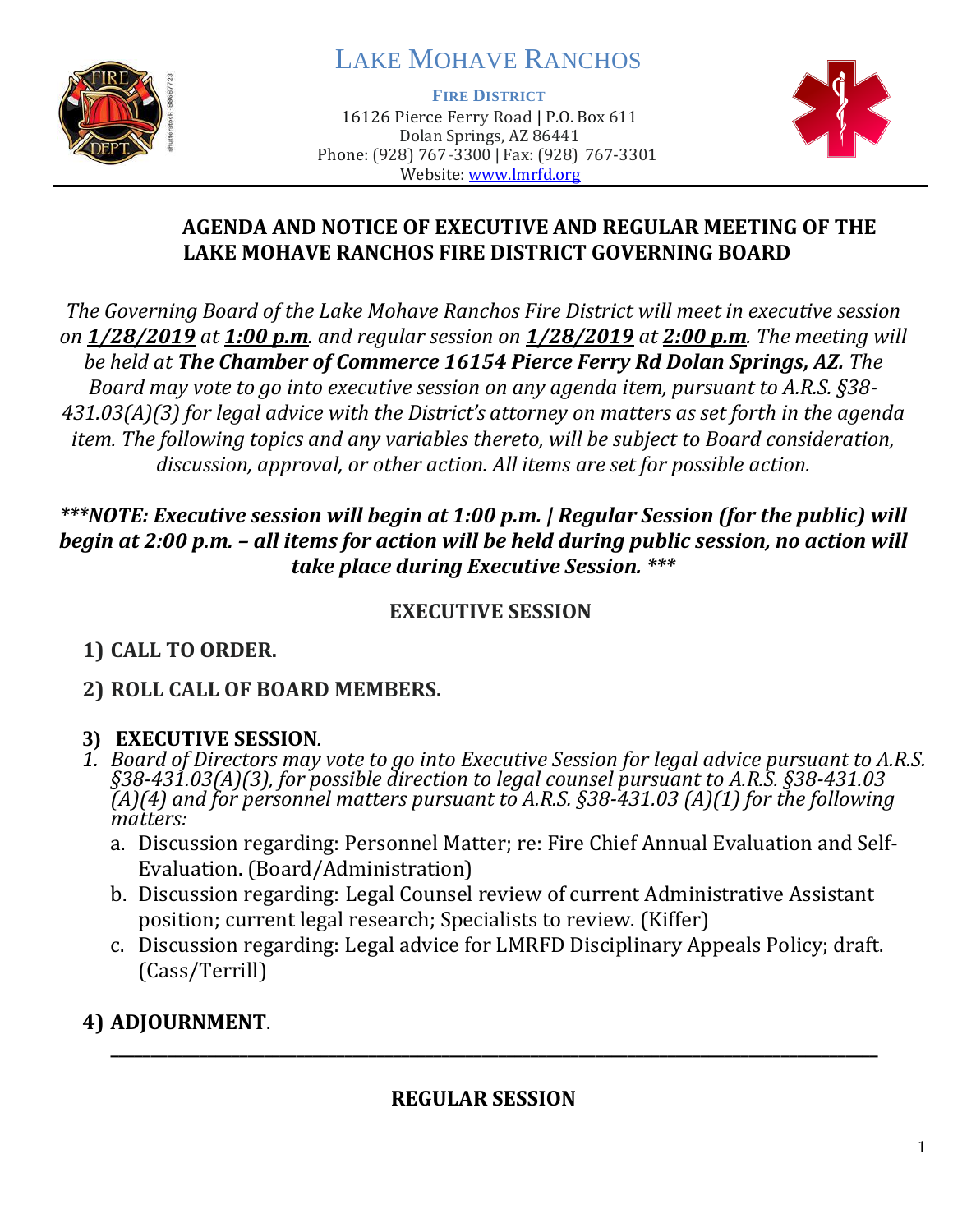# LAKE MOHAVE RANCHOS

**FIRE DISTRICT**

16126 Pierce Ferry Road | P.O. Box 611
Dolan Springs, AZ 86441
Phone: (928) 767-3300 | Fax: (928) 767-3301
Website: www.lmrfd.org

## AGENDA AND NOTICE OF EXECUTIVE AND REGULAR MEETING OF THE LAKE MOHAVE RANCHOS FIRE DISTRICT GOVERNING BOARD

*The Governing Board of the Lake Mohave Ranchos Fire District will meet in executive session on **1/28/2019** at **1:00 p.m**. and regular session on **1/28/2019** at **2:00 p.m**. The meeting will be held at **The Chamber of Commerce 16154 Pierce Ferry Rd Dolan Springs, AZ.** The Board may vote to go into executive session on any agenda item, pursuant to A.R.S. §38-431.03(A)(3) for legal advice with the District's attorney on matters as set forth in the agenda item. The following topics and any variables thereto, will be subject to Board consideration, discussion, approval, or other action. All items are set for possible action.*

***\*\*\*NOTE: Executive session will begin at 1:00 p.m. | Regular Session (for the public) will begin at 2:00 p.m. – all items for action will be held during public session, no action will take place during Executive Session. \*\*\****

### EXECUTIVE SESSION

**1) CALL TO ORDER.**

**2) ROLL CALL OF BOARD MEMBERS.**

**3) EXECUTIVE SESSION**.

1. *Board of Directors may vote to go into Executive Session for legal advice pursuant to A.R.S. §38-431.03(A)(3), for possible direction to legal counsel pursuant to A.R.S. §38-431.03 (A)(4) and for personnel matters pursuant to A.R.S. §38-431.03 (A)(1) for the following matters:*
   a. Discussion regarding: Personnel Matter; re: Fire Chief Annual Evaluation and Self-Evaluation. (Board/Administration)
   b. Discussion regarding: Legal Counsel review of current Administrative Assistant position; current legal research; Specialists to review. (Kiffer)
   c. Discussion regarding: Legal advice for LMRFD Disciplinary Appeals Policy; draft. (Cass/Terrill)

**4) ADJOURNMENT**.

---

### REGULAR SESSION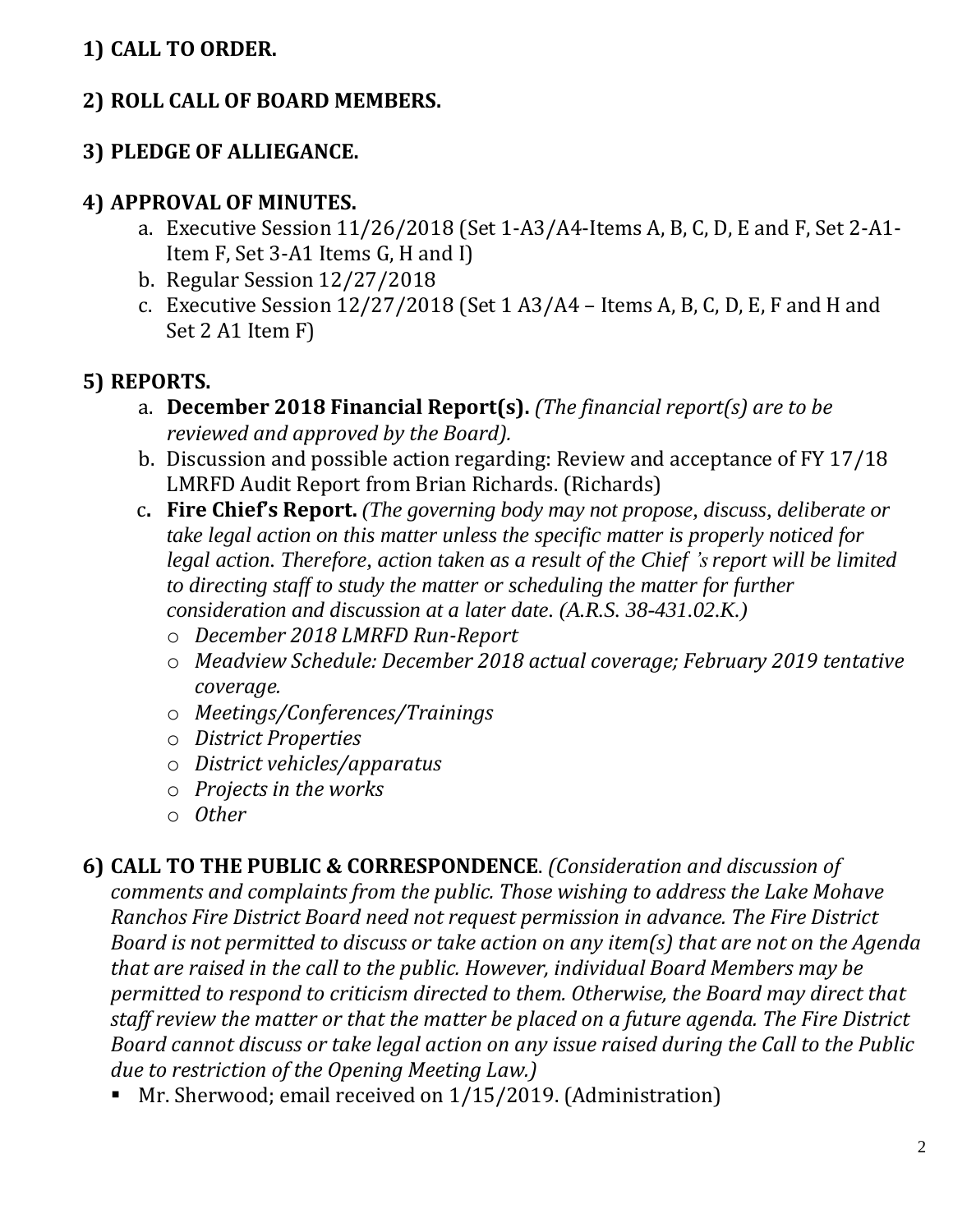**1) CALL TO ORDER.**

**2) ROLL CALL OF BOARD MEMBERS.**

**3) PLEDGE OF ALLIEGANCE.**

**4) APPROVAL OF MINUTES.**

a. Executive Session 11/26/2018 (Set 1-A3/A4-Items A, B, C, D, E and F, Set 2-A1-Item F, Set 3-A1 Items G, H and I)
b. Regular Session 12/27/2018
c. Executive Session 12/27/2018 (Set 1 A3/A4 – Items A, B, C, D, E, F and H and Set 2 A1 Item F)

**5) REPORTS.**

a. **December 2018 Financial Report(s).** *(The financial report(s) are to be reviewed and approved by the Board).*
b. Discussion and possible action regarding: Review and acceptance of FY 17/18 LMRFD Audit Report from Brian Richards. (Richards)
c. **Fire Chief's Report.** *(The governing body may not propose, discuss, deliberate or take legal action on this matter unless the specific matter is properly noticed for legal action. Therefore, action taken as a result of the Chief 's report will be limited to directing staff to study the matter or scheduling the matter for further consideration and discussion at a later date. (A.R.S. 38-431.02.K.)*
   - *December 2018 LMRFD Run-Report*
   - *Meadview Schedule: December 2018 actual coverage; February 2019 tentative coverage.*
   - *Meetings/Conferences/Trainings*
   - *District Properties*
   - *District vehicles/apparatus*
   - *Projects in the works*
   - *Other*

**6) CALL TO THE PUBLIC & CORRESPONDENCE**. *(Consideration and discussion of comments and complaints from the public. Those wishing to address the Lake Mohave Ranchos Fire District Board need not request permission in advance. The Fire District Board is not permitted to discuss or take action on any item(s) that are not on the Agenda that are raised in the call to the public. However, individual Board Members may be permitted to respond to criticism directed to them. Otherwise, the Board may direct that staff review the matter or that the matter be placed on a future agenda. The Fire District Board cannot discuss or take legal action on any issue raised during the Call to the Public due to restriction of the Opening Meeting Law.)*

- Mr. Sherwood; email received on 1/15/2019. (Administration)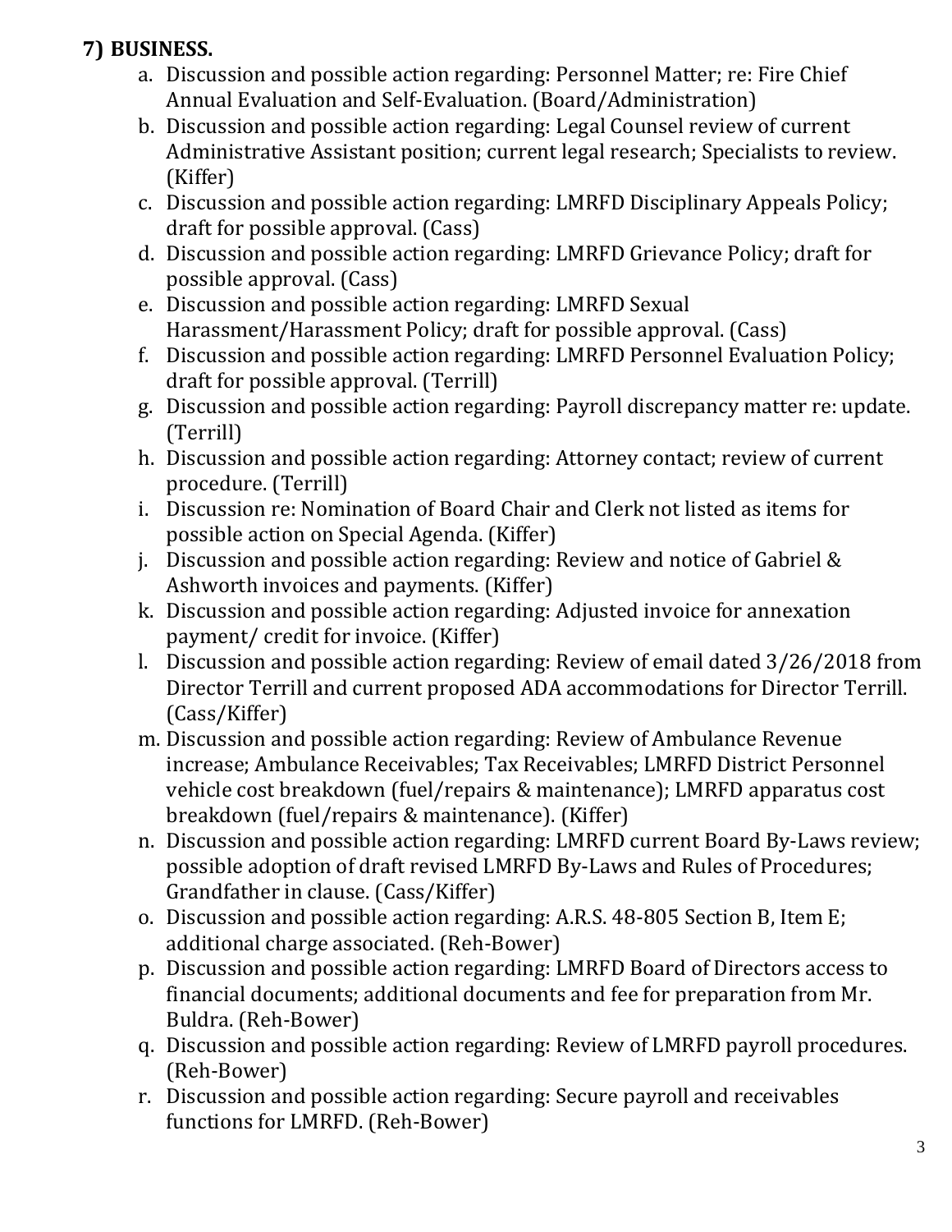## 7) BUSINESS.

a. Discussion and possible action regarding: Personnel Matter; re: Fire Chief Annual Evaluation and Self-Evaluation. (Board/Administration)
b. Discussion and possible action regarding: Legal Counsel review of current Administrative Assistant position; current legal research; Specialists to review. (Kiffer)
c. Discussion and possible action regarding: LMRFD Disciplinary Appeals Policy; draft for possible approval. (Cass)
d. Discussion and possible action regarding: LMRFD Grievance Policy; draft for possible approval. (Cass)
e. Discussion and possible action regarding: LMRFD Sexual Harassment/Harassment Policy; draft for possible approval. (Cass)
f. Discussion and possible action regarding: LMRFD Personnel Evaluation Policy; draft for possible approval. (Terrill)
g. Discussion and possible action regarding: Payroll discrepancy matter re: update. (Terrill)
h. Discussion and possible action regarding: Attorney contact; review of current procedure. (Terrill)
i. Discussion re: Nomination of Board Chair and Clerk not listed as items for possible action on Special Agenda. (Kiffer)
j. Discussion and possible action regarding: Review and notice of Gabriel & Ashworth invoices and payments. (Kiffer)
k. Discussion and possible action regarding: Adjusted invoice for annexation payment/ credit for invoice. (Kiffer)
l. Discussion and possible action regarding: Review of email dated 3/26/2018 from Director Terrill and current proposed ADA accommodations for Director Terrill. (Cass/Kiffer)
m. Discussion and possible action regarding: Review of Ambulance Revenue increase; Ambulance Receivables; Tax Receivables; LMRFD District Personnel vehicle cost breakdown (fuel/repairs & maintenance); LMRFD apparatus cost breakdown (fuel/repairs & maintenance). (Kiffer)
n. Discussion and possible action regarding: LMRFD current Board By-Laws review; possible adoption of draft revised LMRFD By-Laws and Rules of Procedures; Grandfather in clause. (Cass/Kiffer)
o. Discussion and possible action regarding: A.R.S. 48-805 Section B, Item E; additional charge associated. (Reh-Bower)
p. Discussion and possible action regarding: LMRFD Board of Directors access to financial documents; additional documents and fee for preparation from Mr. Buldra. (Reh-Bower)
q. Discussion and possible action regarding: Review of LMRFD payroll procedures. (Reh-Bower)
r. Discussion and possible action regarding: Secure payroll and receivables functions for LMRFD. (Reh-Bower)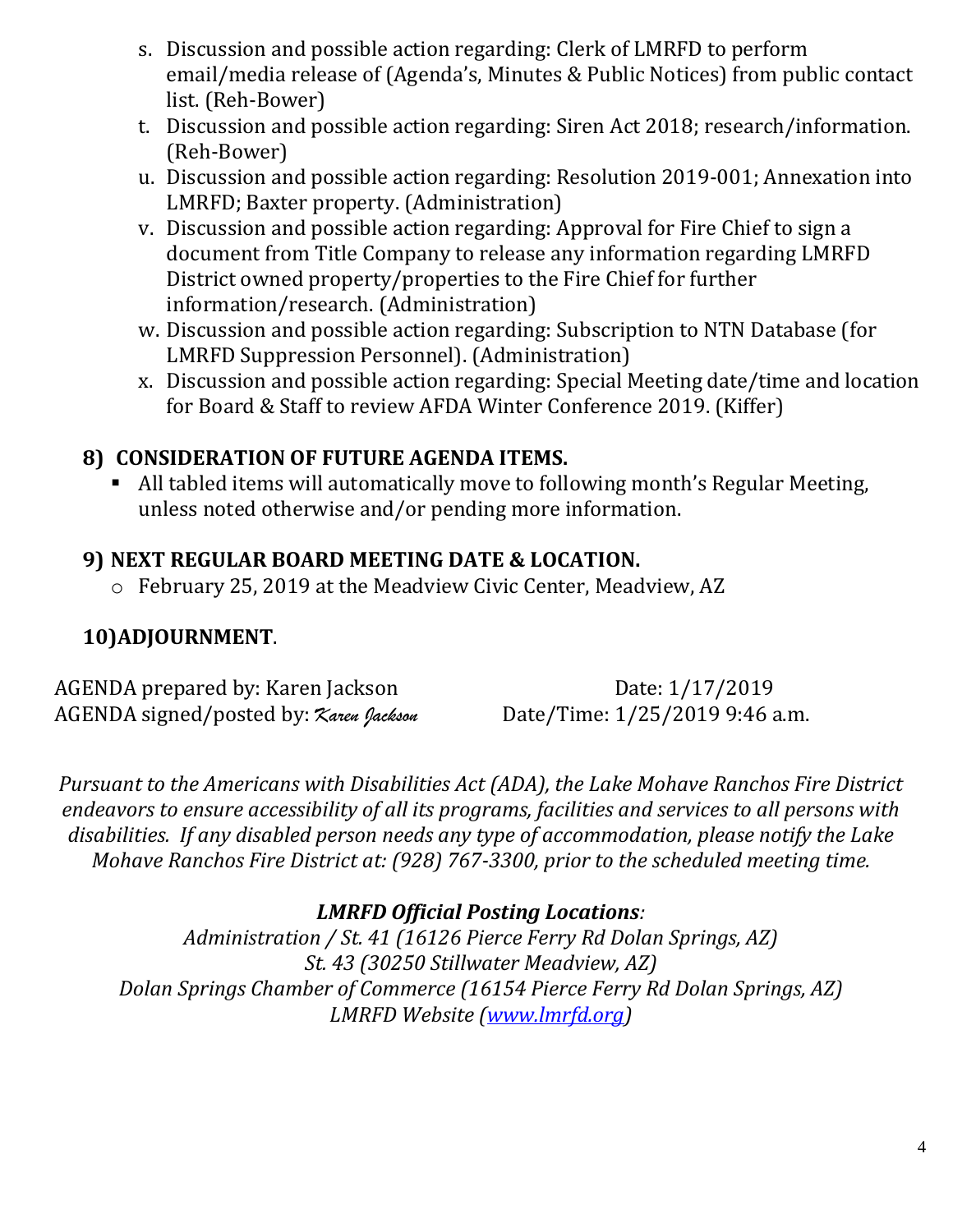s. Discussion and possible action regarding: Clerk of LMRFD to perform email/media release of (Agenda's, Minutes & Public Notices) from public contact list. (Reh-Bower)
t. Discussion and possible action regarding: Siren Act 2018; research/information. (Reh-Bower)
u. Discussion and possible action regarding: Resolution 2019-001; Annexation into LMRFD; Baxter property. (Administration)
v. Discussion and possible action regarding: Approval for Fire Chief to sign a document from Title Company to release any information regarding LMRFD District owned property/properties to the Fire Chief for further information/research. (Administration)
w. Discussion and possible action regarding: Subscription to NTN Database (for LMRFD Suppression Personnel). (Administration)
x. Discussion and possible action regarding: Special Meeting date/time and location for Board & Staff to review AFDA Winter Conference 2019. (Kiffer)

## 8) CONSIDERATION OF FUTURE AGENDA ITEMS.

- All tabled items will automatically move to following month's Regular Meeting, unless noted otherwise and/or pending more information.

## 9) NEXT REGULAR BOARD MEETING DATE & LOCATION.

- February 25, 2019 at the Meadview Civic Center, Meadview, AZ

## 10) ADJOURNMENT.

AGENDA prepared by: Karen Jackson — Date: 1/17/2019
AGENDA signed/posted by: *Karen Jackson* — Date/Time: 1/25/2019 9:46 a.m.

*Pursuant to the Americans with Disabilities Act (ADA), the Lake Mohave Ranchos Fire District endeavors to ensure accessibility of all its programs, facilities and services to all persons with disabilities. If any disabled person needs any type of accommodation, please notify the Lake Mohave Ranchos Fire District at: (928) 767-3300, prior to the scheduled meeting time.*

***LMRFD Official Posting Locations:***
*Administration / St. 41 (16126 Pierce Ferry Rd Dolan Springs, AZ)*
*St. 43 (30250 Stillwater Meadview, AZ)*
*Dolan Springs Chamber of Commerce (16154 Pierce Ferry Rd Dolan Springs, AZ)*
*LMRFD Website (www.lmrfd.org)*